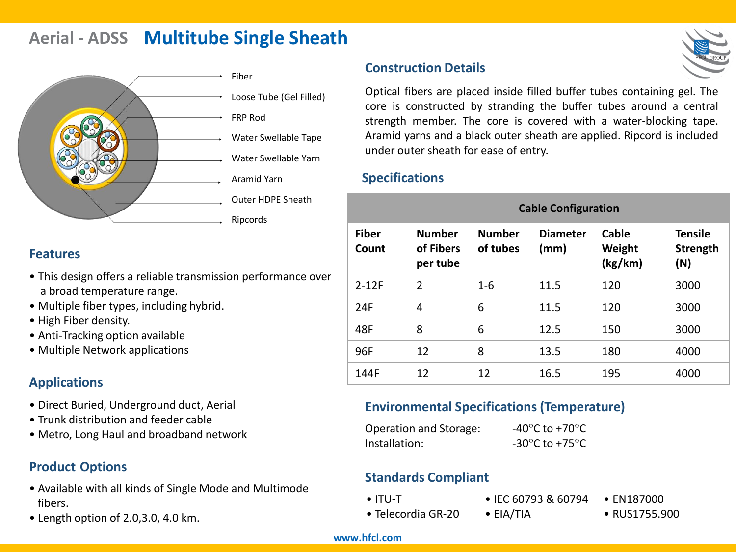# Aerial - ADSS Multitube Single Sheath

Fiber
Loose Tube (Gel Filled)
FRP Rod
Water Swellable Tape
Water Swellable Yarn
Aramid Yarn
Outer HDPE Sheath
Ripcords

## Construction Details

Optical fibers are placed inside filled buffer tubes containing gel. The core is constructed by stranding the buffer tubes around a central strength member. The core is covered with a water-blocking tape. Aramid yarns and a black outer sheath are applied. Ripcord is included under outer sheath for ease of entry.

## Features

- This design offers a reliable transmission performance over a broad temperature range.
- Multiple fiber types, including hybrid.
- High Fiber density.
- Anti-Tracking option available
- Multiple Network applications

## Applications

- Direct Buried, Underground duct, Aerial
- Trunk distribution and feeder cable
- Metro, Long Haul and broadband network

## Product Options

- Available with all kinds of Single Mode and Multimode fibers.
- Length option of 2.0,3.0, 4.0 km.

## Specifications

| Cable Configuration | | | | | |
|---|---|---|---|---|---|
| **Fiber Count** | **Number of Fibers per tube** | **Number of tubes** | **Diameter (mm)** | **Cable Weight (kg/km)** | **Tensile Strength (N)** |
| 2-12F | 2 | 1-6 | 11.5 | 120 | 3000 |
| 24F | 4 | 6 | 11.5 | 120 | 3000 |
| 48F | 8 | 6 | 12.5 | 150 | 3000 |
| 96F | 12 | 8 | 13.5 | 180 | 4000 |
| 144F | 12 | 12 | 16.5 | 195 | 4000 |

## Environmental Specifications (Temperature)

Operation and Storage: -40°C to +70°C
Installation: -30°C to +75°C

## Standards Compliant

- ITU-T
- Telecordia GR-20
- IEC 60793 & 60794
- EIA/TIA
- EN187000
- RUS1755.900

www.hfcl.com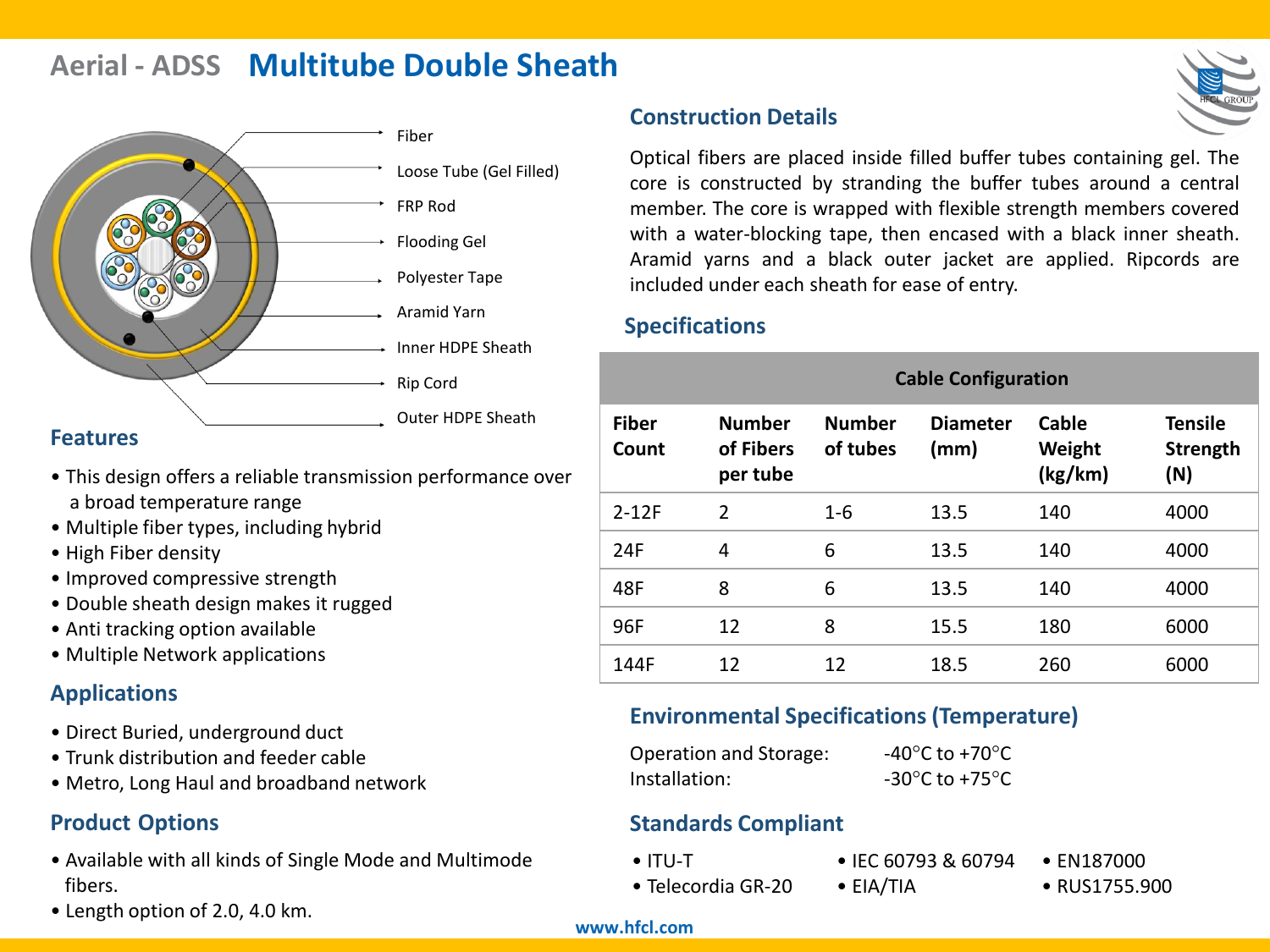# Aerial - ADSS Multitube Double Sheath

- Fiber
- Loose Tube (Gel Filled)
- FRP Rod
- Flooding Gel
- Polyester Tape
- Aramid Yarn
- Inner HDPE Sheath
- Rip Cord
- Outer HDPE Sheath

## Features

- This design offers a reliable transmission performance over a broad temperature range
- Multiple fiber types, including hybrid
- High Fiber density
- Improved compressive strength
- Double sheath design makes it rugged
- Anti tracking option available
- Multiple Network applications

## Applications

- Direct Buried, underground duct
- Trunk distribution and feeder cable
- Metro, Long Haul and broadband network

## Product Options

- Available with all kinds of Single Mode and Multimode fibers.
- Length option of 2.0, 4.0 km.

## Construction Details

Optical fibers are placed inside filled buffer tubes containing gel. The core is constructed by stranding the buffer tubes around a central member. The core is wrapped with flexible strength members covered with a water-blocking tape, then encased with a black inner sheath. Aramid yarns and a black outer jacket are applied. Ripcords are included under each sheath for ease of entry.

## Specifications

| Cable Configuration | | | | | |
|---|---|---|---|---|---|
| **Fiber Count** | **Number of Fibers per tube** | **Number of tubes** | **Diameter (mm)** | **Cable Weight (kg/km)** | **Tensile Strength (N)** |
| 2-12F | 2 | 1-6 | 13.5 | 140 | 4000 |
| 24F | 4 | 6 | 13.5 | 140 | 4000 |
| 48F | 8 | 6 | 13.5 | 140 | 4000 |
| 96F | 12 | 8 | 15.5 | 180 | 6000 |
| 144F | 12 | 12 | 18.5 | 260 | 6000 |

## Environmental Specifications (Temperature)

Operation and Storage: -40°C to +70°C
Installation: -30°C to +75°C

## Standards Compliant

- ITU-T
- Telecordia GR-20
- IEC 60793 & 60794
- EIA/TIA
- EN187000
- RUS1755.900

www.hfcl.com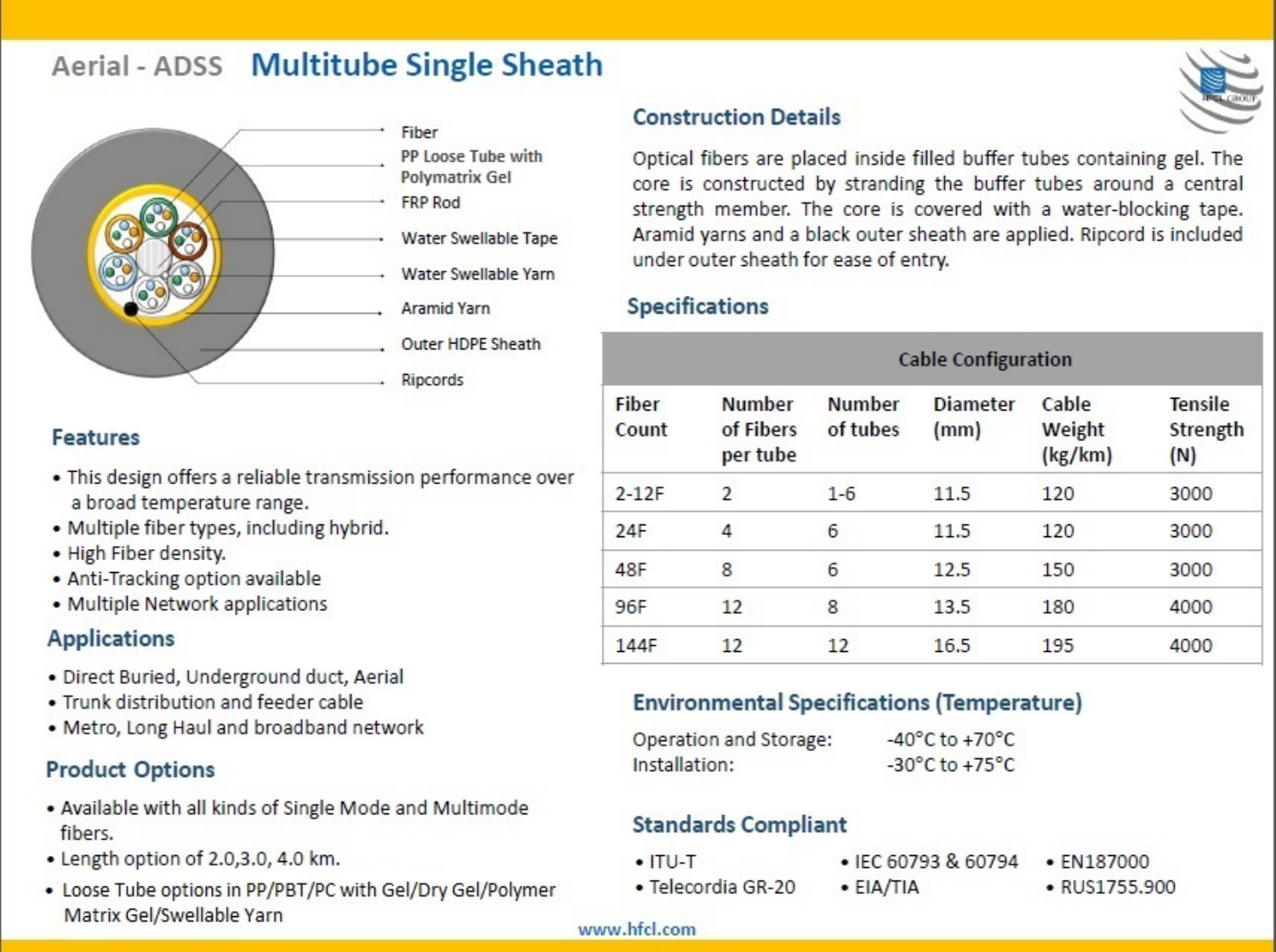# Aerial - ADSS Multitube Single Sheath

Fiber
PP Loose Tube with Polymatrix Gel
FRP Rod
Water Swellable Tape
Water Swellable Yarn
Aramid Yarn
Outer HDPE Sheath
Ripcords

## Construction Details

Optical fibers are placed inside filled buffer tubes containing gel. The core is constructed by stranding the buffer tubes around a central strength member. The core is covered with a water-blocking tape. Aramid yarns and a black outer sheath are applied. Ripcord is included under outer sheath for ease of entry.

## Specifications

| Cable Configuration | | | | | |
|---|---|---|---|---|---|
| Fiber Count | Number of Fibers per tube | Number of tubes | Diameter (mm) | Cable Weight (kg/km) | Tensile Strength (N) |
| 2-12F | 2 | 1-6 | 11.5 | 120 | 3000 |
| 24F | 4 | 6 | 11.5 | 120 | 3000 |
| 48F | 8 | 6 | 12.5 | 150 | 3000 |
| 96F | 12 | 8 | 13.5 | 180 | 4000 |
| 144F | 12 | 12 | 16.5 | 195 | 4000 |

## Features

- This design offers a reliable transmission performance over a broad temperature range.
- Multiple fiber types, including hybrid.
- High Fiber density.
- Anti-Tracking option available
- Multiple Network applications

## Applications

- Direct Buried, Underground duct, Aerial
- Trunk distribution and feeder cable
- Metro, Long Haul and broadband network

## Product Options

- Available with all kinds of Single Mode and Multimode fibers.
- Length option of 2.0,3.0, 4.0 km.
- Loose Tube options in PP/PBT/PC with Gel/Dry Gel/Polymer Matrix Gel/Swellable Yarn

## Environmental Specifications (Temperature)

Operation and Storage: -40°C to +70°C
Installation: -30°C to +75°C

## Standards Compliant

- ITU-T
- Telecordia GR-20
- IEC 60793 & 60794
- EIA/TIA
- EN187000
- RUS1755.900

www.hfcl.com